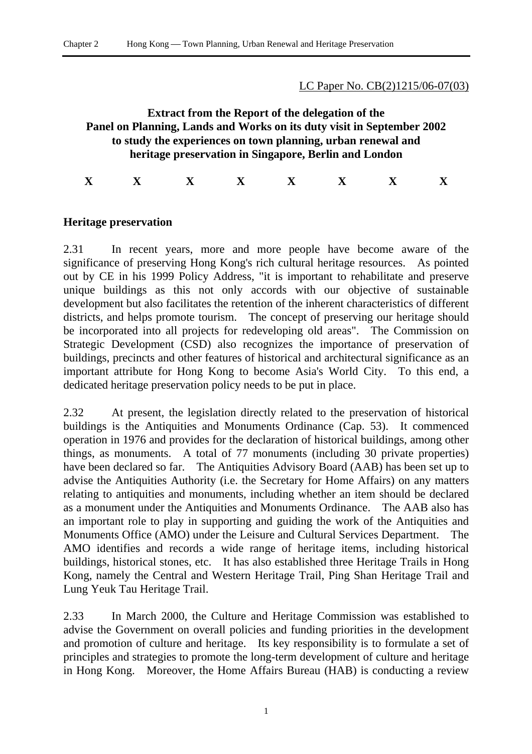LC Paper No. CB(2)1215/06-07(03)

**Extract from the Report of the delegation of the Panel on Planning, Lands and Works on its duty visit in September 2002 to study the experiences on town planning, urban renewal and heritage preservation in Singapore, Berlin and London**

**X X X X X X X X**

## Heritage preservation

2.31 In recent years, more and more people have become aware of the significance of preserving Hong Kong's rich cultural heritage resources. As pointed out by CE in his 1999 Policy Address, "it is important to rehabilitate and preserve unique buildings as this not only accords with our objective of sustainable development but also facilitates the retention of the inherent characteristics of different districts, and helps promote tourism. The concept of preserving our heritage should be incorporated into all projects for redeveloping old areas". The Commission on Strategic Development (CSD) also recognizes the importance of preservation of buildings, precincts and other features of historical and architectural significance as an important attribute for Hong Kong to become Asia's World City. To this end, a dedicated heritage preservation policy needs to be put in place.

2.32 At present, the legislation directly related to the preservation of historical buildings is the Antiquities and Monuments Ordinance (Cap. 53). It commenced operation in 1976 and provides for the declaration of historical buildings, among other things, as monuments. A total of 77 monuments (including 30 private properties) have been declared so far. The Antiquities Advisory Board (AAB) has been set up to advise the Antiquities Authority (i.e. the Secretary for Home Affairs) on any matters relating to antiquities and monuments, including whether an item should be declared as a monument under the Antiquities and Monuments Ordinance. The AAB also has an important role to play in supporting and guiding the work of the Antiquities and Monuments Office (AMO) under the Leisure and Cultural Services Department. The AMO identifies and records a wide range of heritage items, including historical buildings, historical stones, etc. It has also established three Heritage Trails in Hong Kong, namely the Central and Western Heritage Trail, Ping Shan Heritage Trail and Lung Yeuk Tau Heritage Trail.

2.33 In March 2000, the Culture and Heritage Commission was established to advise the Government on overall policies and funding priorities in the development and promotion of culture and heritage. Its key responsibility is to formulate a set of principles and strategies to promote the long-term development of culture and heritage in Hong Kong. Moreover, the Home Affairs Bureau (HAB) is conducting a review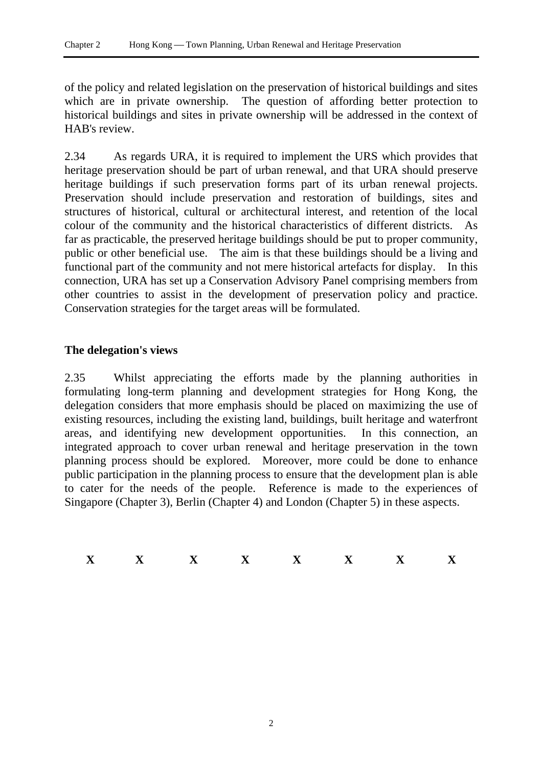of the policy and related legislation on the preservation of historical buildings and sites which are in private ownership. The question of affording better protection to historical buildings and sites in private ownership will be addressed in the context of HAB's review.

2.34 As regards URA, it is required to implement the URS which provides that heritage preservation should be part of urban renewal, and that URA should preserve heritage buildings if such preservation forms part of its urban renewal projects. Preservation should include preservation and restoration of buildings, sites and structures of historical, cultural or architectural interest, and retention of the local colour of the community and the historical characteristics of different districts. As far as practicable, the preserved heritage buildings should be put to proper community, public or other beneficial use. The aim is that these buildings should be a living and functional part of the community and not mere historical artefacts for display. In this connection, URA has set up a Conservation Advisory Panel comprising members from other countries to assist in the development of preservation policy and practice. Conservation strategies for the target areas will be formulated.

**The delegation's views**

2.35 Whilst appreciating the efforts made by the planning authorities in formulating long-term planning and development strategies for Hong Kong, the delegation considers that more emphasis should be placed on maximizing the use of existing resources, including the existing land, buildings, built heritage and waterfront areas, and identifying new development opportunities. In this connection, an integrated approach to cover urban renewal and heritage preservation in the town planning process should be explored. Moreover, more could be done to enhance public participation in the planning process to ensure that the development plan is able to cater for the needs of the people. Reference is made to the experiences of Singapore (Chapter 3), Berlin (Chapter 4) and London (Chapter 5) in these aspects.

**X X X X X X X X**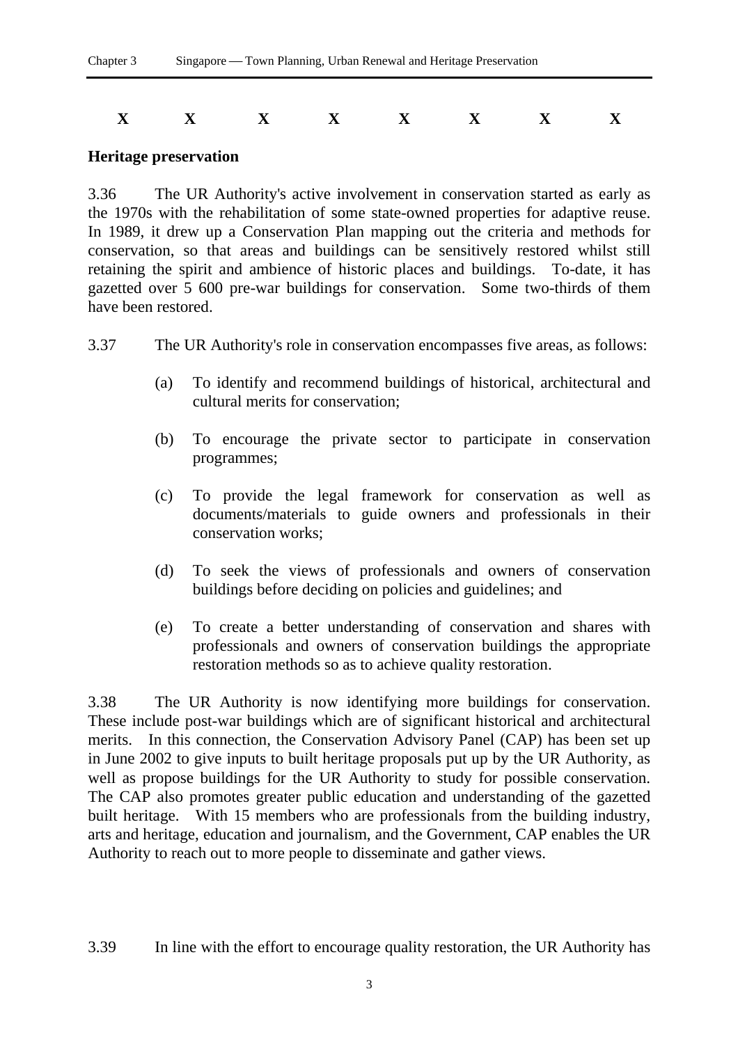X X X X X X X X

**Heritage preservation**

3.36 The UR Authority's active involvement in conservation started as early as the 1970s with the rehabilitation of some state-owned properties for adaptive reuse. In 1989, it drew up a Conservation Plan mapping out the criteria and methods for conservation, so that areas and buildings can be sensitively restored whilst still retaining the spirit and ambience of historic places and buildings. To-date, it has gazetted over 5 600 pre-war buildings for conservation. Some two-thirds of them have been restored.

3.37 The UR Authority's role in conservation encompasses five areas, as follows:

(a) To identify and recommend buildings of historical, architectural and cultural merits for conservation;

(b) To encourage the private sector to participate in conservation programmes;

(c) To provide the legal framework for conservation as well as documents/materials to guide owners and professionals in their conservation works;

(d) To seek the views of professionals and owners of conservation buildings before deciding on policies and guidelines; and

(e) To create a better understanding of conservation and shares with professionals and owners of conservation buildings the appropriate restoration methods so as to achieve quality restoration.

3.38 The UR Authority is now identifying more buildings for conservation. These include post-war buildings which are of significant historical and architectural merits. In this connection, the Conservation Advisory Panel (CAP) has been set up in June 2002 to give inputs to built heritage proposals put up by the UR Authority, as well as propose buildings for the UR Authority to study for possible conservation. The CAP also promotes greater public education and understanding of the gazetted built heritage. With 15 members who are professionals from the building industry, arts and heritage, education and journalism, and the Government, CAP enables the UR Authority to reach out to more people to disseminate and gather views.

3.39 In line with the effort to encourage quality restoration, the UR Authority has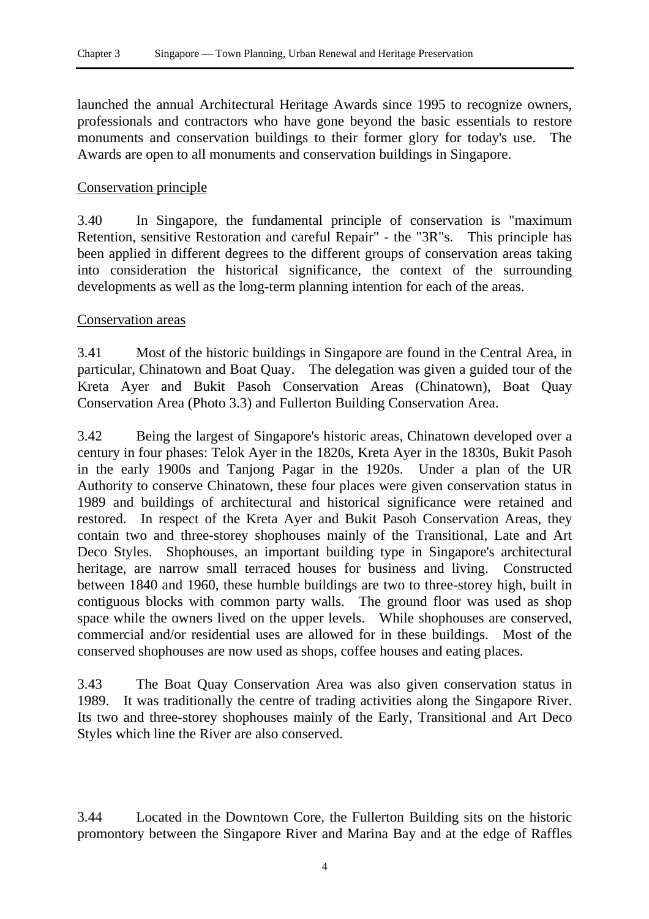launched the annual Architectural Heritage Awards since 1995 to recognize owners, professionals and contractors who have gone beyond the basic essentials to restore monuments and conservation buildings to their former glory for today's use. The Awards are open to all monuments and conservation buildings in Singapore.

Conservation principle

3.40 In Singapore, the fundamental principle of conservation is "maximum Retention, sensitive Restoration and careful Repair" - the "3R"s. This principle has been applied in different degrees to the different groups of conservation areas taking into consideration the historical significance, the context of the surrounding developments as well as the long-term planning intention for each of the areas.

Conservation areas

3.41 Most of the historic buildings in Singapore are found in the Central Area, in particular, Chinatown and Boat Quay. The delegation was given a guided tour of the Kreta Ayer and Bukit Pasoh Conservation Areas (Chinatown), Boat Quay Conservation Area (Photo 3.3) and Fullerton Building Conservation Area.

3.42 Being the largest of Singapore's historic areas, Chinatown developed over a century in four phases: Telok Ayer in the 1820s, Kreta Ayer in the 1830s, Bukit Pasoh in the early 1900s and Tanjong Pagar in the 1920s. Under a plan of the UR Authority to conserve Chinatown, these four places were given conservation status in 1989 and buildings of architectural and historical significance were retained and restored. In respect of the Kreta Ayer and Bukit Pasoh Conservation Areas, they contain two and three-storey shophouses mainly of the Transitional, Late and Art Deco Styles. Shophouses, an important building type in Singapore's architectural heritage, are narrow small terraced houses for business and living. Constructed between 1840 and 1960, these humble buildings are two to three-storey high, built in contiguous blocks with common party walls. The ground floor was used as shop space while the owners lived on the upper levels. While shophouses are conserved, commercial and/or residential uses are allowed for in these buildings. Most of the conserved shophouses are now used as shops, coffee houses and eating places.

3.43 The Boat Quay Conservation Area was also given conservation status in 1989. It was traditionally the centre of trading activities along the Singapore River. Its two and three-storey shophouses mainly of the Early, Transitional and Art Deco Styles which line the River are also conserved.

3.44 Located in the Downtown Core, the Fullerton Building sits on the historic promontory between the Singapore River and Marina Bay and at the edge of Raffles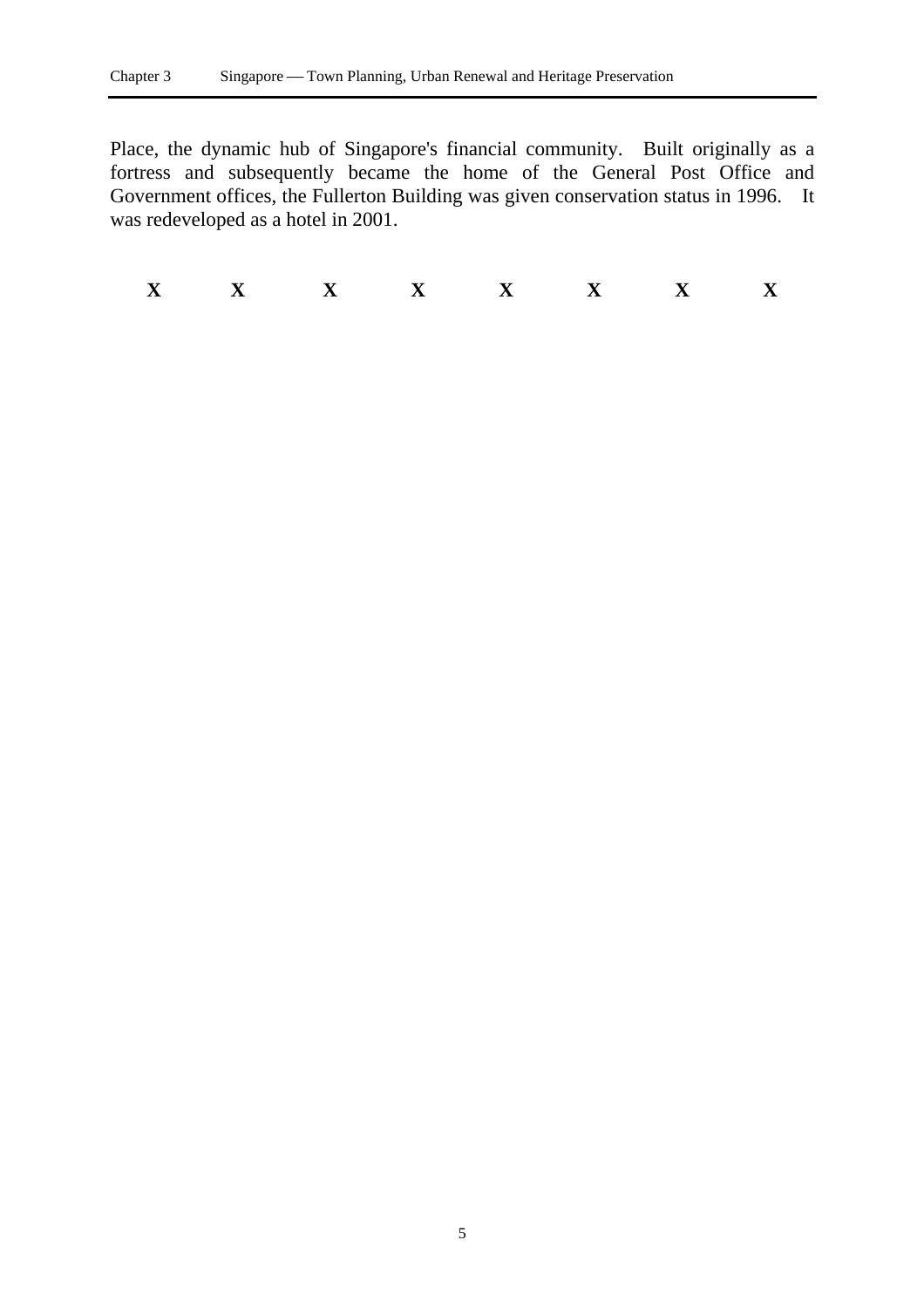Place, the dynamic hub of Singapore's financial community. Built originally as a fortress and subsequently became the home of the General Post Office and Government offices, the Fullerton Building was given conservation status in 1996. It was redeveloped as a hotel in 2001.

**X X X X X X X X**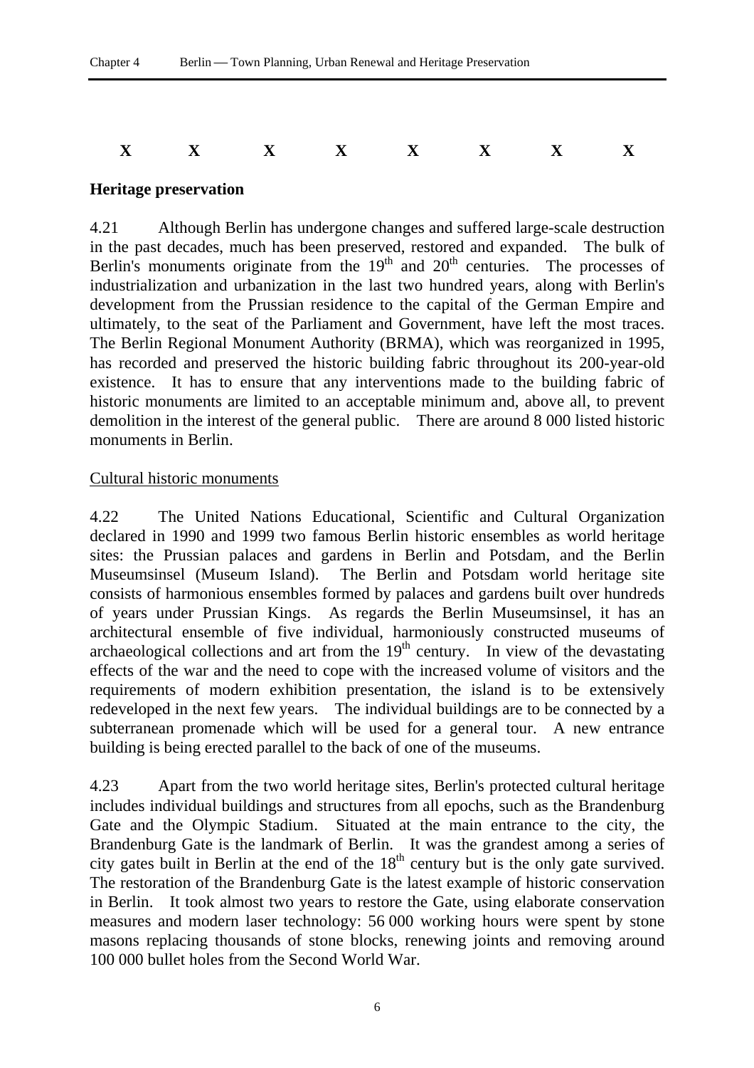X X X X X X X X

## Heritage preservation

4.21 Although Berlin has undergone changes and suffered large-scale destruction in the past decades, much has been preserved, restored and expanded. The bulk of Berlin's monuments originate from the $19^{th}$ and $20^{th}$ centuries. The processes of industrialization and urbanization in the last two hundred years, along with Berlin's development from the Prussian residence to the capital of the German Empire and ultimately, to the seat of the Parliament and Government, have left the most traces. The Berlin Regional Monument Authority (BRMA), which was reorganized in 1995, has recorded and preserved the historic building fabric throughout its 200-year-old existence. It has to ensure that any interventions made to the building fabric of historic monuments are limited to an acceptable minimum and, above all, to prevent demolition in the interest of the general public. There are around 8 000 listed historic monuments in Berlin.

### Cultural historic monuments

4.22 The United Nations Educational, Scientific and Cultural Organization declared in 1990 and 1999 two famous Berlin historic ensembles as world heritage sites: the Prussian palaces and gardens in Berlin and Potsdam, and the Berlin Museumsinsel (Museum Island). The Berlin and Potsdam world heritage site consists of harmonious ensembles formed by palaces and gardens built over hundreds of years under Prussian Kings. As regards the Berlin Museumsinsel, it has an architectural ensemble of five individual, harmoniously constructed museums of archaeological collections and art from the $19^{th}$ century. In view of the devastating effects of the war and the need to cope with the increased volume of visitors and the requirements of modern exhibition presentation, the island is to be extensively redeveloped in the next few years. The individual buildings are to be connected by a subterranean promenade which will be used for a general tour. A new entrance building is being erected parallel to the back of one of the museums.

4.23 Apart from the two world heritage sites, Berlin's protected cultural heritage includes individual buildings and structures from all epochs, such as the Brandenburg Gate and the Olympic Stadium. Situated at the main entrance to the city, the Brandenburg Gate is the landmark of Berlin. It was the grandest among a series of city gates built in Berlin at the end of the $18^{th}$ century but is the only gate survived. The restoration of the Brandenburg Gate is the latest example of historic conservation in Berlin. It took almost two years to restore the Gate, using elaborate conservation measures and modern laser technology: 56 000 working hours were spent by stone masons replacing thousands of stone blocks, renewing joints and removing around 100 000 bullet holes from the Second World War.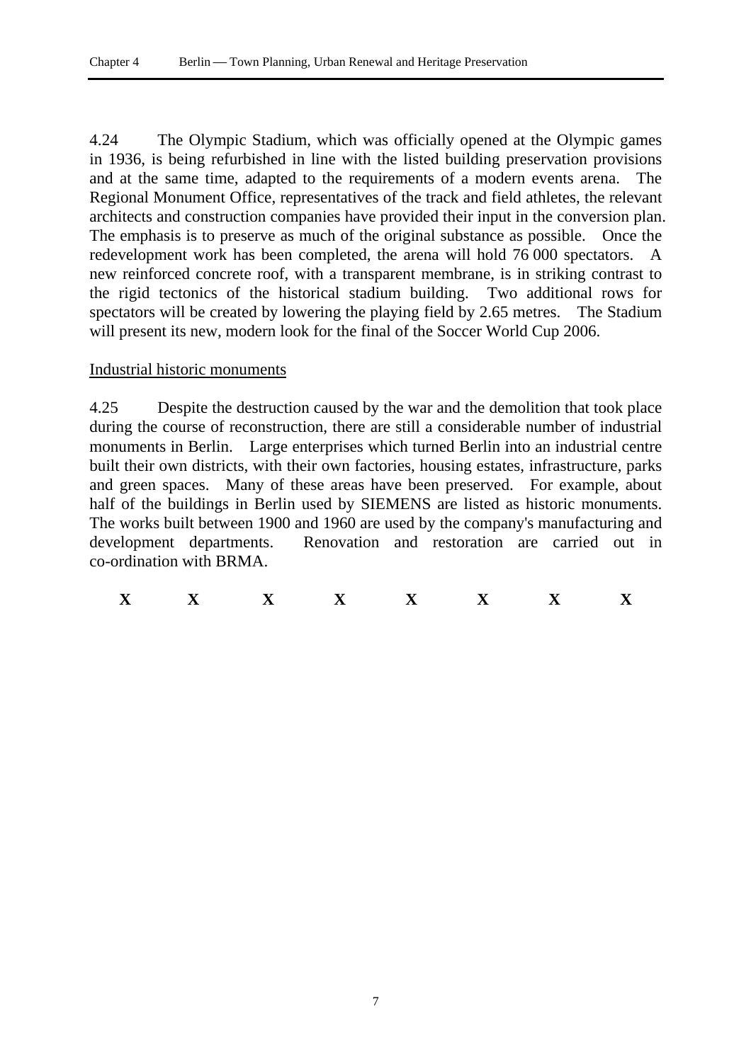4.24 The Olympic Stadium, which was officially opened at the Olympic games in 1936, is being refurbished in line with the listed building preservation provisions and at the same time, adapted to the requirements of a modern events arena. The Regional Monument Office, representatives of the track and field athletes, the relevant architects and construction companies have provided their input in the conversion plan. The emphasis is to preserve as much of the original substance as possible. Once the redevelopment work has been completed, the arena will hold 76 000 spectators. A new reinforced concrete roof, with a transparent membrane, is in striking contrast to the rigid tectonics of the historical stadium building. Two additional rows for spectators will be created by lowering the playing field by 2.65 metres. The Stadium will present its new, modern look for the final of the Soccer World Cup 2006.

<u>Industrial historic monuments</u>

4.25 Despite the destruction caused by the war and the demolition that took place during the course of reconstruction, there are still a considerable number of industrial monuments in Berlin. Large enterprises which turned Berlin into an industrial centre built their own districts, with their own factories, housing estates, infrastructure, parks and green spaces. Many of these areas have been preserved. For example, about half of the buildings in Berlin used by SIEMENS are listed as historic monuments. The works built between 1900 and 1960 are used by the company's manufacturing and development departments. Renovation and restoration are carried out in co-ordination with BRMA.

**X X X X X X X X**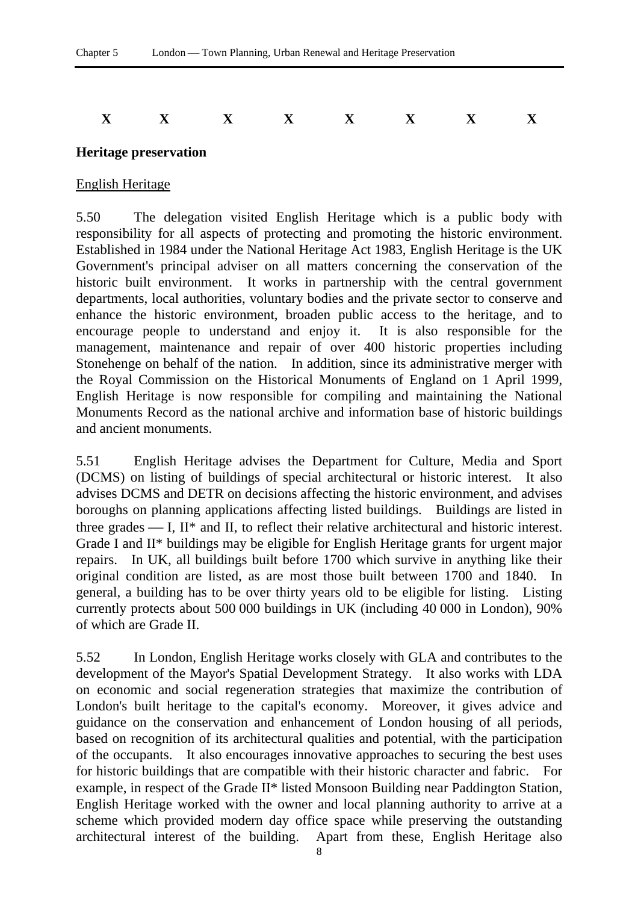X X X X X X X X

**Heritage preservation**

English Heritage

5.50 The delegation visited English Heritage which is a public body with responsibility for all aspects of protecting and promoting the historic environment. Established in 1984 under the National Heritage Act 1983, English Heritage is the UK Government's principal adviser on all matters concerning the conservation of the historic built environment. It works in partnership with the central government departments, local authorities, voluntary bodies and the private sector to conserve and enhance the historic environment, broaden public access to the heritage, and to encourage people to understand and enjoy it. It is also responsible for the management, maintenance and repair of over 400 historic properties including Stonehenge on behalf of the nation. In addition, since its administrative merger with the Royal Commission on the Historical Monuments of England on 1 April 1999, English Heritage is now responsible for compiling and maintaining the National Monuments Record as the national archive and information base of historic buildings and ancient monuments.

5.51 English Heritage advises the Department for Culture, Media and Sport (DCMS) on listing of buildings of special architectural or historic interest. It also advises DCMS and DETR on decisions affecting the historic environment, and advises boroughs on planning applications affecting listed buildings. Buildings are listed in three grades — I, II* and II, to reflect their relative architectural and historic interest. Grade I and II* buildings may be eligible for English Heritage grants for urgent major repairs. In UK, all buildings built before 1700 which survive in anything like their original condition are listed, as are most those built between 1700 and 1840. In general, a building has to be over thirty years old to be eligible for listing. Listing currently protects about 500 000 buildings in UK (including 40 000 in London), 90% of which are Grade II.

5.52 In London, English Heritage works closely with GLA and contributes to the development of the Mayor's Spatial Development Strategy. It also works with LDA on economic and social regeneration strategies that maximize the contribution of London's built heritage to the capital's economy. Moreover, it gives advice and guidance on the conservation and enhancement of London housing of all periods, based on recognition of its architectural qualities and potential, with the participation of the occupants. It also encourages innovative approaches to securing the best uses for historic buildings that are compatible with their historic character and fabric. For example, in respect of the Grade II* listed Monsoon Building near Paddington Station, English Heritage worked with the owner and local planning authority to arrive at a scheme which provided modern day office space while preserving the outstanding architectural interest of the building. Apart from these, English Heritage also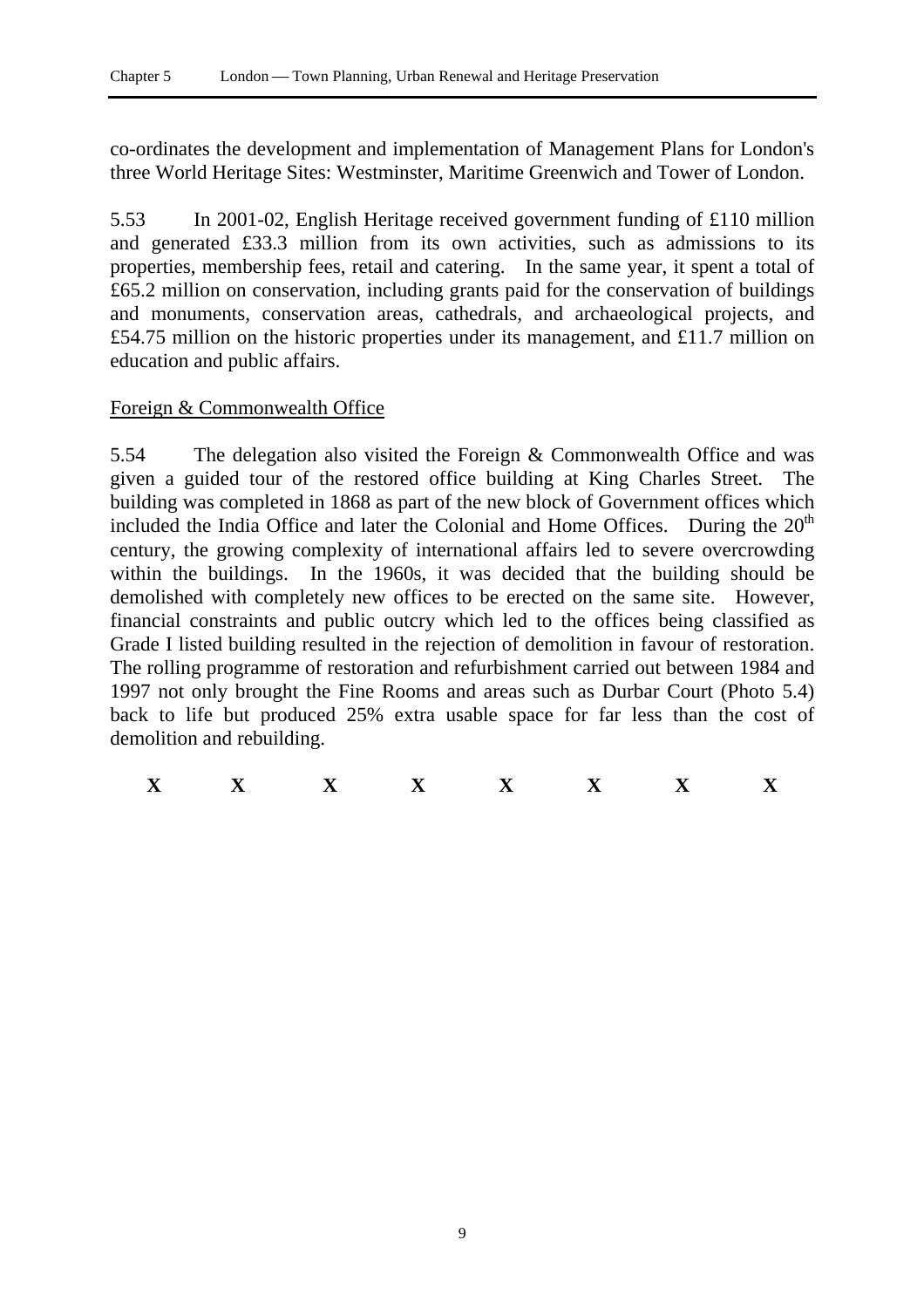co-ordinates the development and implementation of Management Plans for London's three World Heritage Sites: Westminster, Maritime Greenwich and Tower of London.

5.53 In 2001-02, English Heritage received government funding of £110 million and generated £33.3 million from its own activities, such as admissions to its properties, membership fees, retail and catering. In the same year, it spent a total of £65.2 million on conservation, including grants paid for the conservation of buildings and monuments, conservation areas, cathedrals, and archaeological projects, and £54.75 million on the historic properties under its management, and £11.7 million on education and public affairs.

Foreign & Commonwealth Office

5.54 The delegation also visited the Foreign & Commonwealth Office and was given a guided tour of the restored office building at King Charles Street. The building was completed in 1868 as part of the new block of Government offices which included the India Office and later the Colonial and Home Offices. During the 20th century, the growing complexity of international affairs led to severe overcrowding within the buildings. In the 1960s, it was decided that the building should be demolished with completely new offices to be erected on the same site. However, financial constraints and public outcry which led to the offices being classified as Grade I listed building resulted in the rejection of demolition in favour of restoration. The rolling programme of restoration and refurbishment carried out between 1984 and 1997 not only brought the Fine Rooms and areas such as Durbar Court (Photo 5.4) back to life but produced 25% extra usable space for far less than the cost of demolition and rebuilding.

**X X X X X X X X**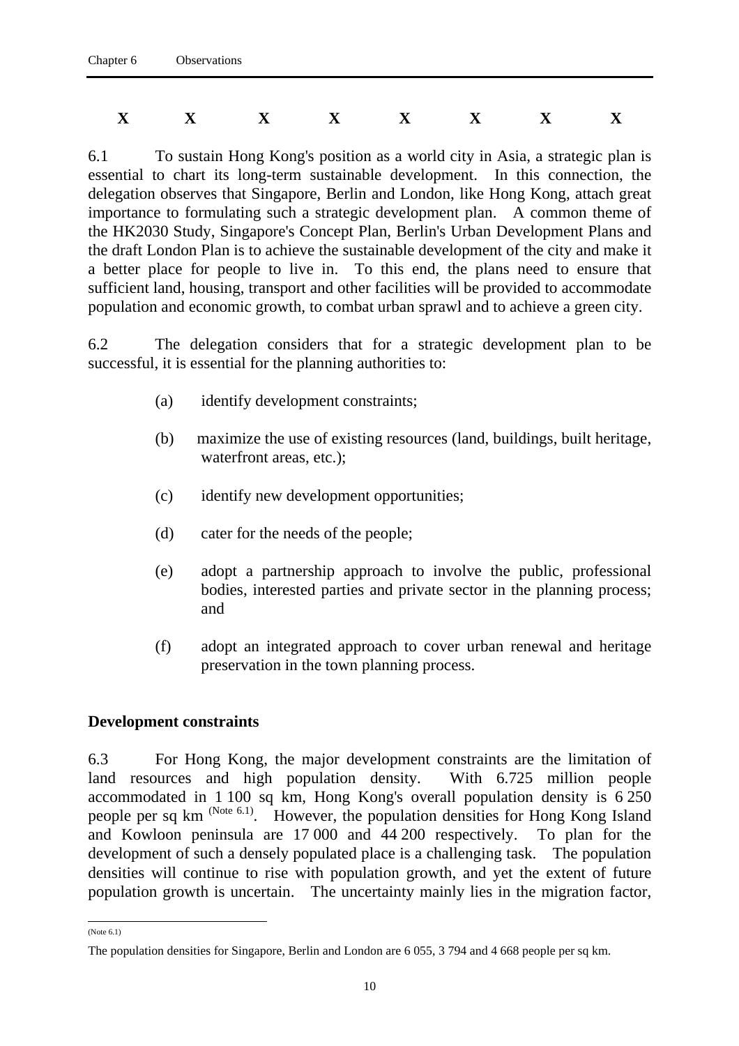X X X X X X X X

6.1 To sustain Hong Kong's position as a world city in Asia, a strategic plan is essential to chart its long-term sustainable development. In this connection, the delegation observes that Singapore, Berlin and London, like Hong Kong, attach great importance to formulating such a strategic development plan. A common theme of the HK2030 Study, Singapore's Concept Plan, Berlin's Urban Development Plans and the draft London Plan is to achieve the sustainable development of the city and make it a better place for people to live in. To this end, the plans need to ensure that sufficient land, housing, transport and other facilities will be provided to accommodate population and economic growth, to combat urban sprawl and to achieve a green city.

6.2 The delegation considers that for a strategic development plan to be successful, it is essential for the planning authorities to:

(a) identify development constraints;

(b) maximize the use of existing resources (land, buildings, built heritage, waterfront areas, etc.);

(c) identify new development opportunities;

(d) cater for the needs of the people;

(e) adopt a partnership approach to involve the public, professional bodies, interested parties and private sector in the planning process; and

(f) adopt an integrated approach to cover urban renewal and heritage preservation in the town planning process.

**Development constraints**

6.3 For Hong Kong, the major development constraints are the limitation of land resources and high population density. With 6.725 million people accommodated in 1 100 sq km, Hong Kong's overall population density is 6 250 people per sq km (Note 6.1). However, the population densities for Hong Kong Island and Kowloon peninsula are 17 000 and 44 200 respectively. To plan for the development of such a densely populated place is a challenging task. The population densities will continue to rise with population growth, and yet the extent of future population growth is uncertain. The uncertainty mainly lies in the migration factor,

---

(Note 6.1)

The population densities for Singapore, Berlin and London are 6 055, 3 794 and 4 668 people per sq km.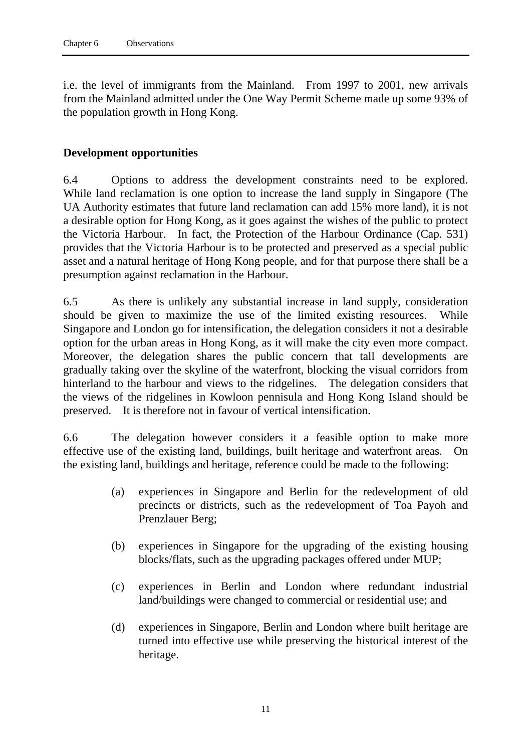i.e. the level of immigrants from the Mainland. From 1997 to 2001, new arrivals from the Mainland admitted under the One Way Permit Scheme made up some 93% of the population growth in Hong Kong.

**Development opportunities**

6.4 Options to address the development constraints need to be explored. While land reclamation is one option to increase the land supply in Singapore (The UA Authority estimates that future land reclamation can add 15% more land), it is not a desirable option for Hong Kong, as it goes against the wishes of the public to protect the Victoria Harbour. In fact, the Protection of the Harbour Ordinance (Cap. 531) provides that the Victoria Harbour is to be protected and preserved as a special public asset and a natural heritage of Hong Kong people, and for that purpose there shall be a presumption against reclamation in the Harbour.

6.5 As there is unlikely any substantial increase in land supply, consideration should be given to maximize the use of the limited existing resources. While Singapore and London go for intensification, the delegation considers it not a desirable option for the urban areas in Hong Kong, as it will make the city even more compact. Moreover, the delegation shares the public concern that tall developments are gradually taking over the skyline of the waterfront, blocking the visual corridors from hinterland to the harbour and views to the ridgelines. The delegation considers that the views of the ridgelines in Kowloon pennisula and Hong Kong Island should be preserved. It is therefore not in favour of vertical intensification.

6.6 The delegation however considers it a feasible option to make more effective use of the existing land, buildings, built heritage and waterfront areas. On the existing land, buildings and heritage, reference could be made to the following:

(a) experiences in Singapore and Berlin for the redevelopment of old precincts or districts, such as the redevelopment of Toa Payoh and Prenzlauer Berg;

(b) experiences in Singapore for the upgrading of the existing housing blocks/flats, such as the upgrading packages offered under MUP;

(c) experiences in Berlin and London where redundant industrial land/buildings were changed to commercial or residential use; and

(d) experiences in Singapore, Berlin and London where built heritage are turned into effective use while preserving the historical interest of the heritage.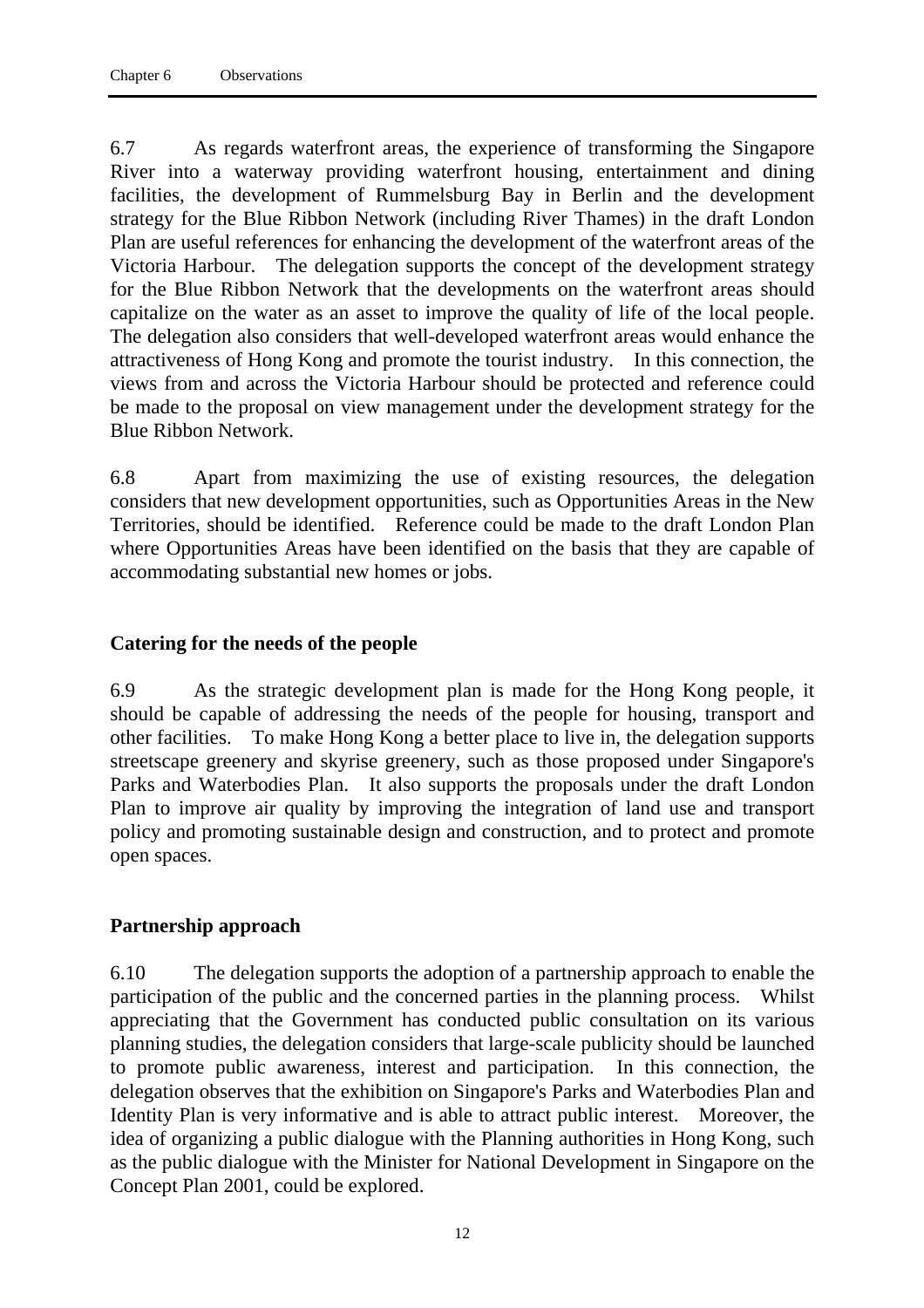6.7 As regards waterfront areas, the experience of transforming the Singapore River into a waterway providing waterfront housing, entertainment and dining facilities, the development of Rummelsburg Bay in Berlin and the development strategy for the Blue Ribbon Network (including River Thames) in the draft London Plan are useful references for enhancing the development of the waterfront areas of the Victoria Harbour. The delegation supports the concept of the development strategy for the Blue Ribbon Network that the developments on the waterfront areas should capitalize on the water as an asset to improve the quality of life of the local people. The delegation also considers that well-developed waterfront areas would enhance the attractiveness of Hong Kong and promote the tourist industry. In this connection, the views from and across the Victoria Harbour should be protected and reference could be made to the proposal on view management under the development strategy for the Blue Ribbon Network.

6.8 Apart from maximizing the use of existing resources, the delegation considers that new development opportunities, such as Opportunities Areas in the New Territories, should be identified. Reference could be made to the draft London Plan where Opportunities Areas have been identified on the basis that they are capable of accommodating substantial new homes or jobs.

## Catering for the needs of the people

6.9 As the strategic development plan is made for the Hong Kong people, it should be capable of addressing the needs of the people for housing, transport and other facilities. To make Hong Kong a better place to live in, the delegation supports streetscape greenery and skyrise greenery, such as those proposed under Singapore's Parks and Waterbodies Plan. It also supports the proposals under the draft London Plan to improve air quality by improving the integration of land use and transport policy and promoting sustainable design and construction, and to protect and promote open spaces.

## Partnership approach

6.10 The delegation supports the adoption of a partnership approach to enable the participation of the public and the concerned parties in the planning process. Whilst appreciating that the Government has conducted public consultation on its various planning studies, the delegation considers that large-scale publicity should be launched to promote public awareness, interest and participation. In this connection, the delegation observes that the exhibition on Singapore's Parks and Waterbodies Plan and Identity Plan is very informative and is able to attract public interest. Moreover, the idea of organizing a public dialogue with the Planning authorities in Hong Kong, such as the public dialogue with the Minister for National Development in Singapore on the Concept Plan 2001, could be explored.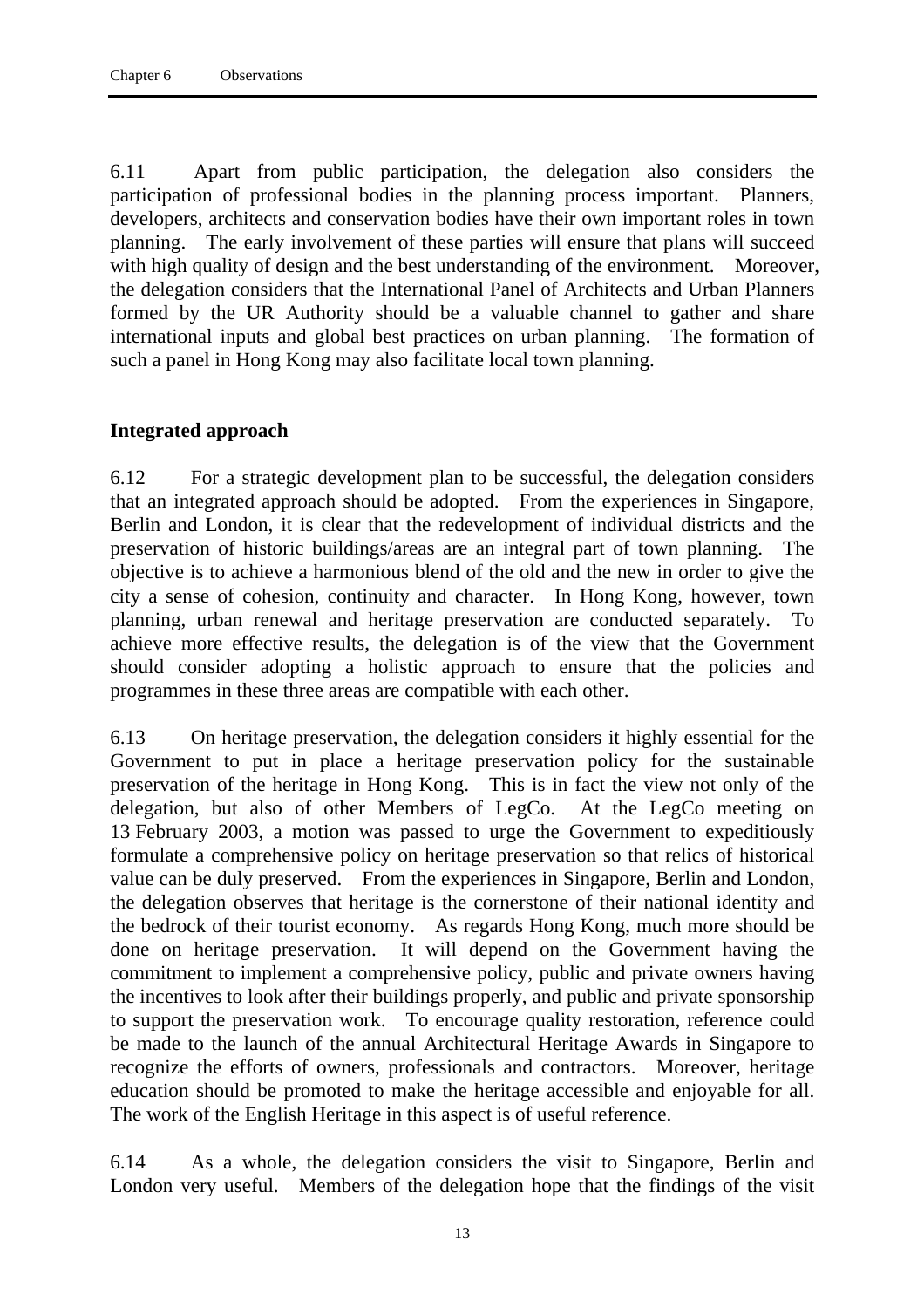6.11 Apart from public participation, the delegation also considers the participation of professional bodies in the planning process important. Planners, developers, architects and conservation bodies have their own important roles in town planning. The early involvement of these parties will ensure that plans will succeed with high quality of design and the best understanding of the environment. Moreover, the delegation considers that the International Panel of Architects and Urban Planners formed by the UR Authority should be a valuable channel to gather and share international inputs and global best practices on urban planning. The formation of such a panel in Hong Kong may also facilitate local town planning.

**Integrated approach**

6.12 For a strategic development plan to be successful, the delegation considers that an integrated approach should be adopted. From the experiences in Singapore, Berlin and London, it is clear that the redevelopment of individual districts and the preservation of historic buildings/areas are an integral part of town planning. The objective is to achieve a harmonious blend of the old and the new in order to give the city a sense of cohesion, continuity and character. In Hong Kong, however, town planning, urban renewal and heritage preservation are conducted separately. To achieve more effective results, the delegation is of the view that the Government should consider adopting a holistic approach to ensure that the policies and programmes in these three areas are compatible with each other.

6.13 On heritage preservation, the delegation considers it highly essential for the Government to put in place a heritage preservation policy for the sustainable preservation of the heritage in Hong Kong. This is in fact the view not only of the delegation, but also of other Members of LegCo. At the LegCo meeting on 13 February 2003, a motion was passed to urge the Government to expeditiously formulate a comprehensive policy on heritage preservation so that relics of historical value can be duly preserved. From the experiences in Singapore, Berlin and London, the delegation observes that heritage is the cornerstone of their national identity and the bedrock of their tourist economy. As regards Hong Kong, much more should be done on heritage preservation. It will depend on the Government having the commitment to implement a comprehensive policy, public and private owners having the incentives to look after their buildings properly, and public and private sponsorship to support the preservation work. To encourage quality restoration, reference could be made to the launch of the annual Architectural Heritage Awards in Singapore to recognize the efforts of owners, professionals and contractors. Moreover, heritage education should be promoted to make the heritage accessible and enjoyable for all. The work of the English Heritage in this aspect is of useful reference.

6.14 As a whole, the delegation considers the visit to Singapore, Berlin and London very useful. Members of the delegation hope that the findings of the visit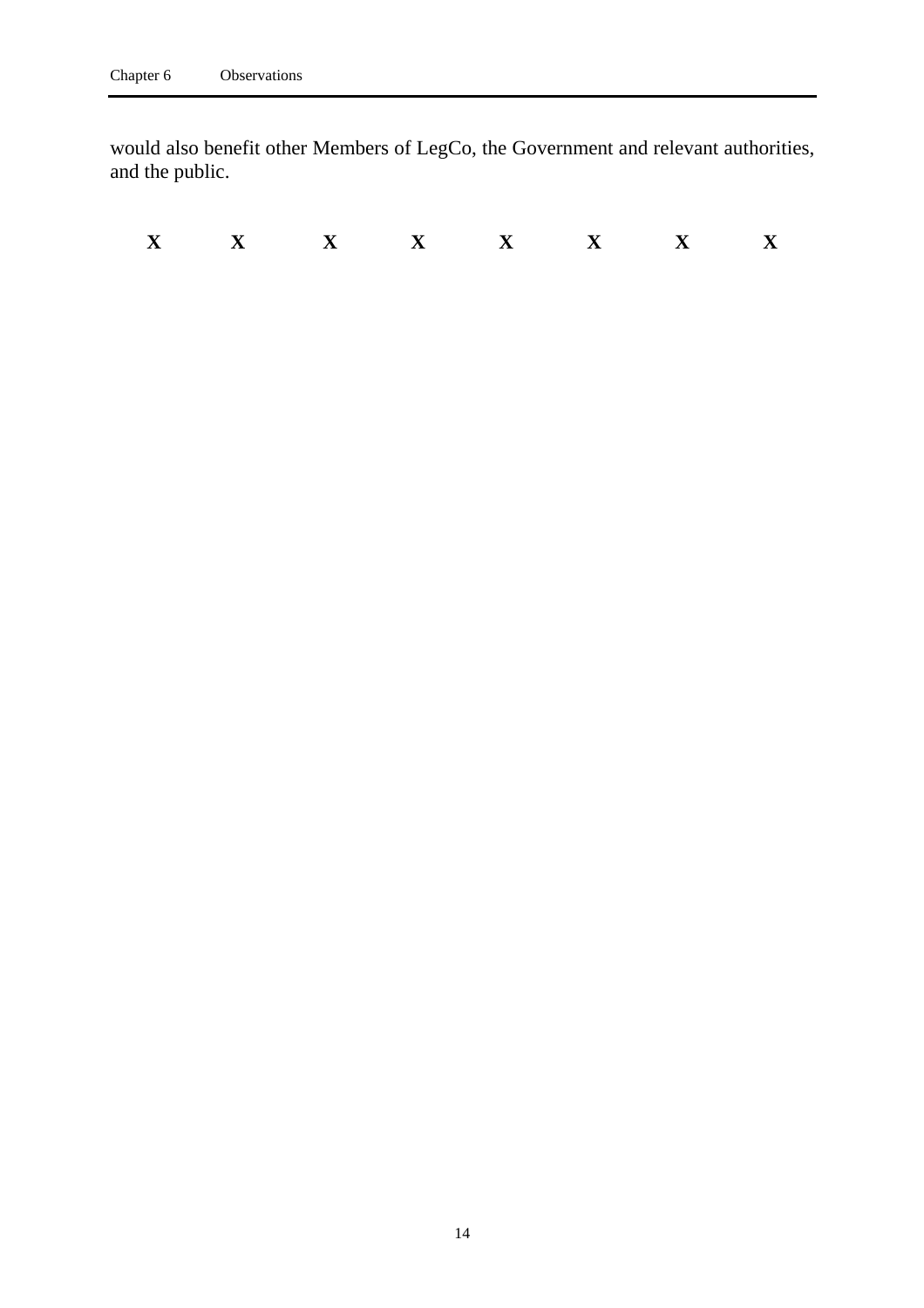would also benefit other Members of LegCo, the Government and relevant authorities, and the public.

**X X X X X X X X**